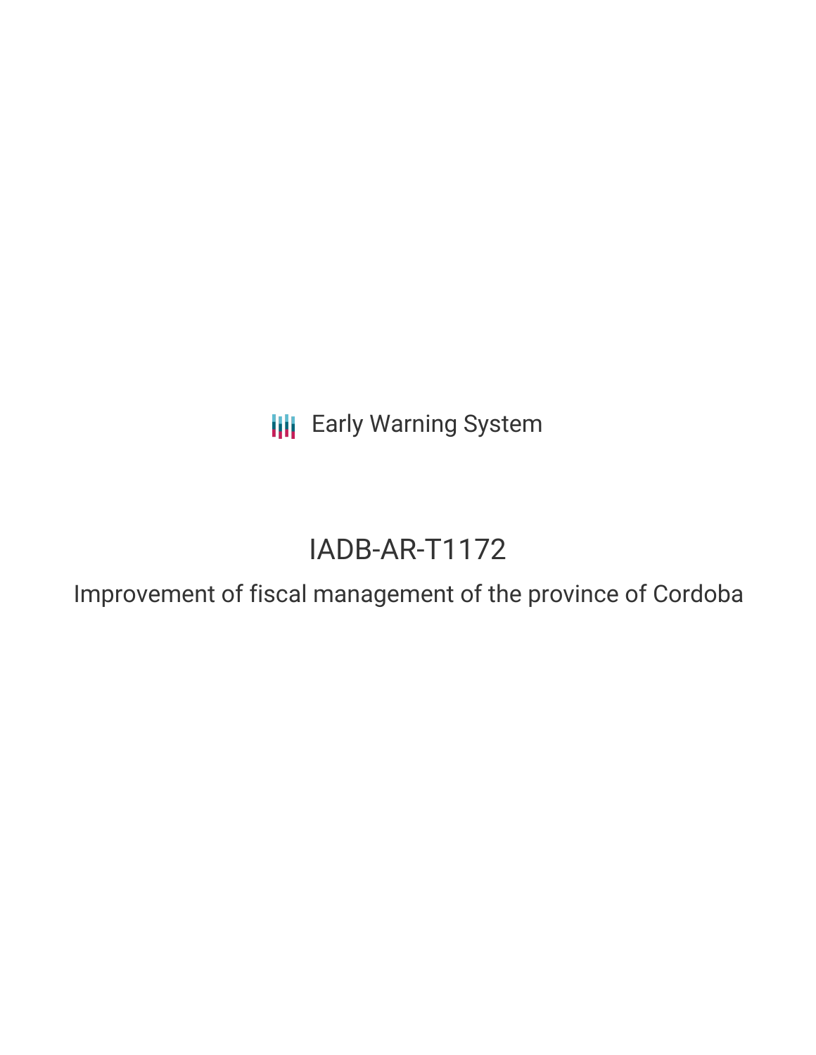Early Warning System

# IADB-AR-T1172

## Improvement of fiscal management of the province of Cordoba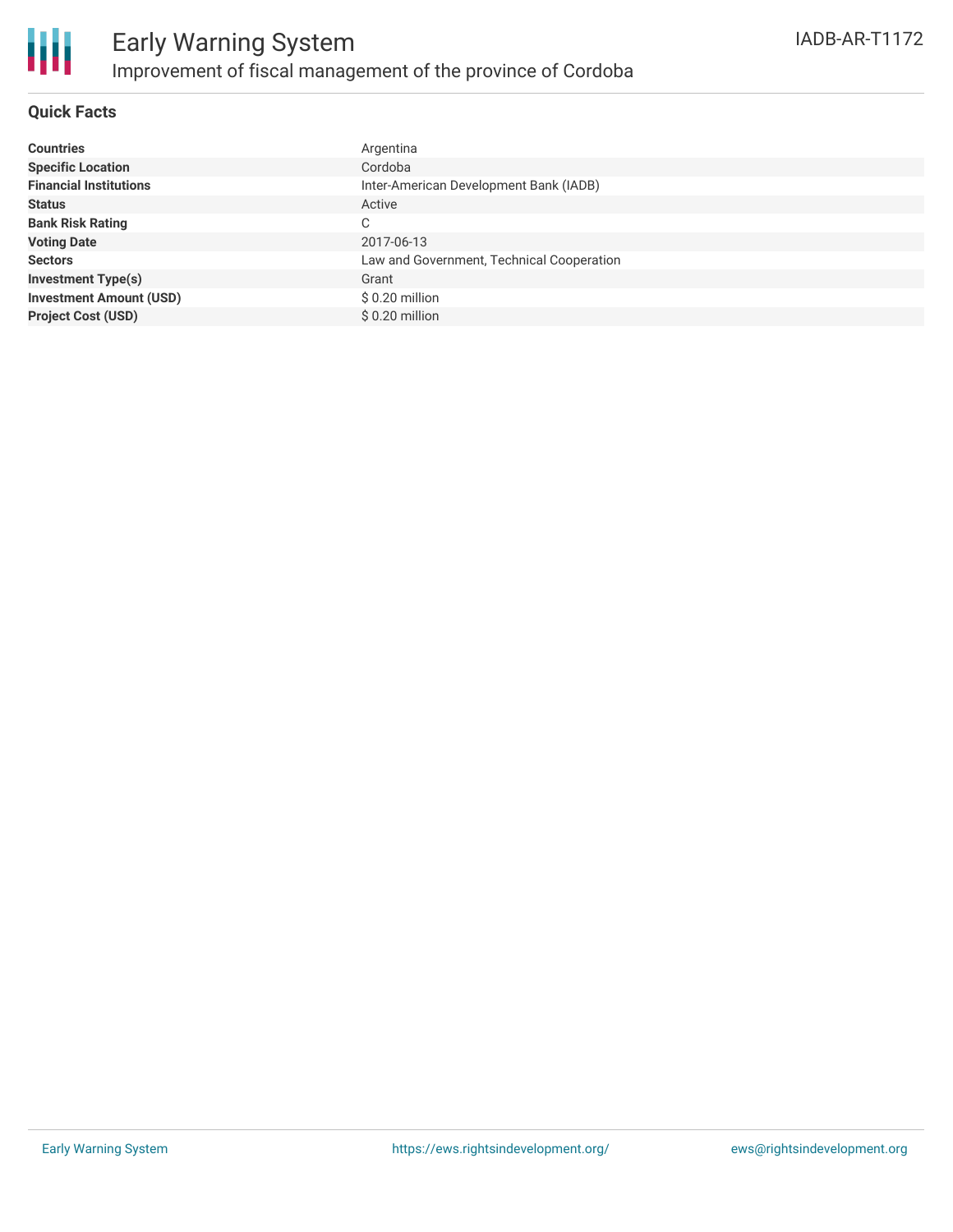# Early Warning System

## Improvement of fiscal management of the province of Cordoba

IADB-AR-T1172

### Quick Facts

| | |
|---|---|
| **Countries** | Argentina |
| **Specific Location** | Cordoba |
| **Financial Institutions** | Inter-American Development Bank (IADB) |
| **Status** | Active |
| **Bank Risk Rating** | C |
| **Voting Date** | 2017-06-13 |
| **Sectors** | Law and Government, Technical Cooperation |
| **Investment Type(s)** | Grant |
| **Investment Amount (USD)** | $ 0.20 million |
| **Project Cost (USD)** | $ 0.20 million |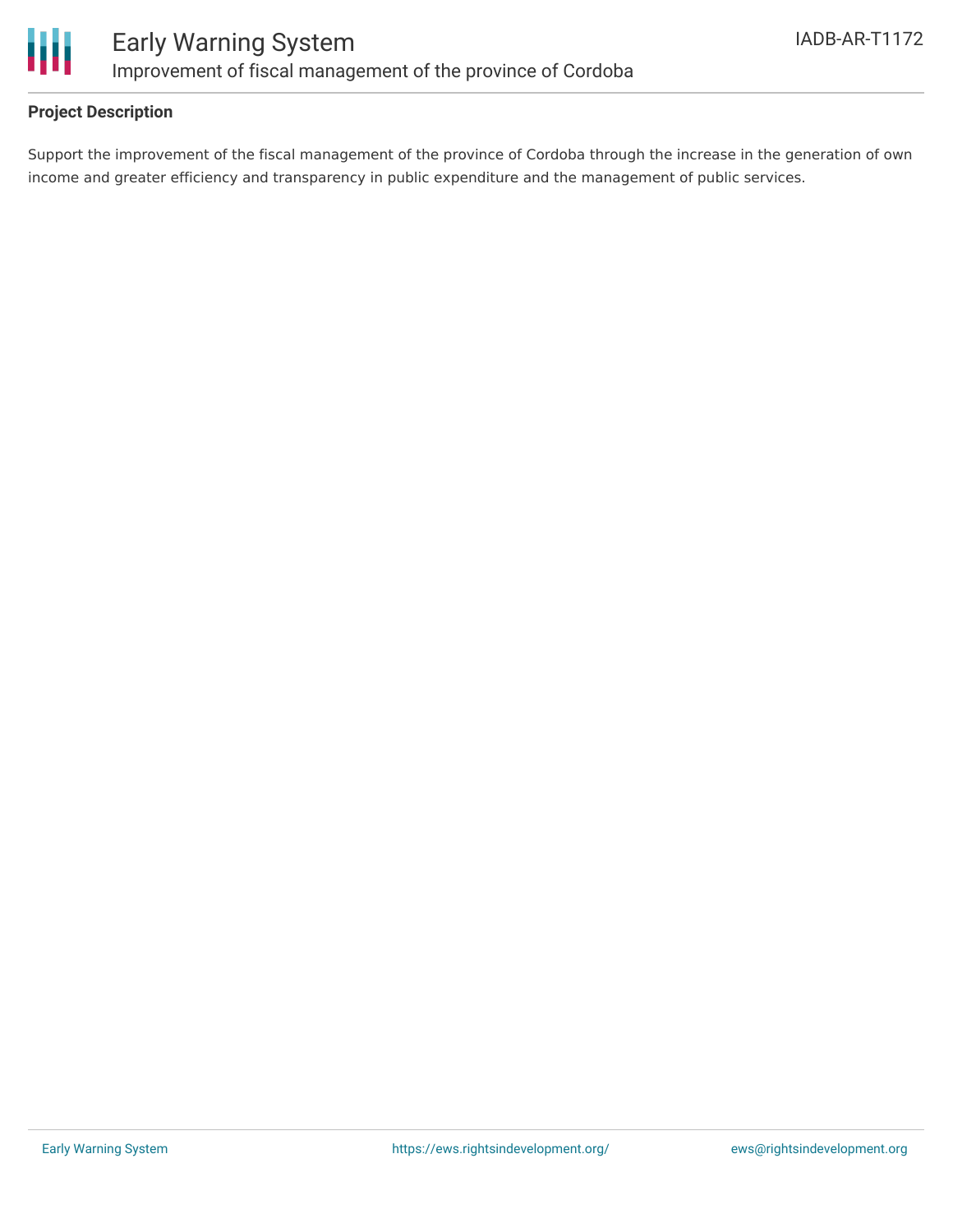## Project Description

Support the improvement of the fiscal management of the province of Cordoba through the increase in the generation of own income and greater efficiency and transparency in public expenditure and the management of public services.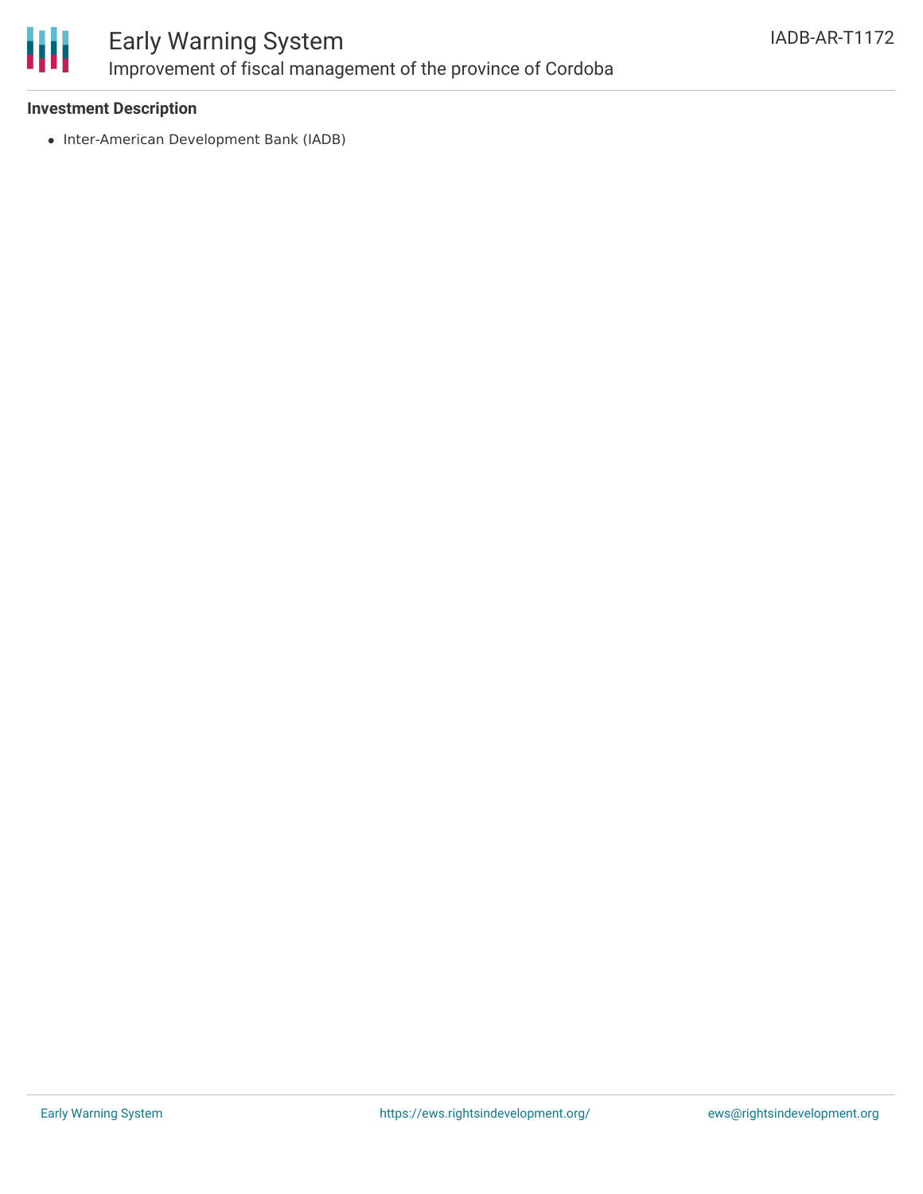**Investment Description**

- Inter-American Development Bank (IADB)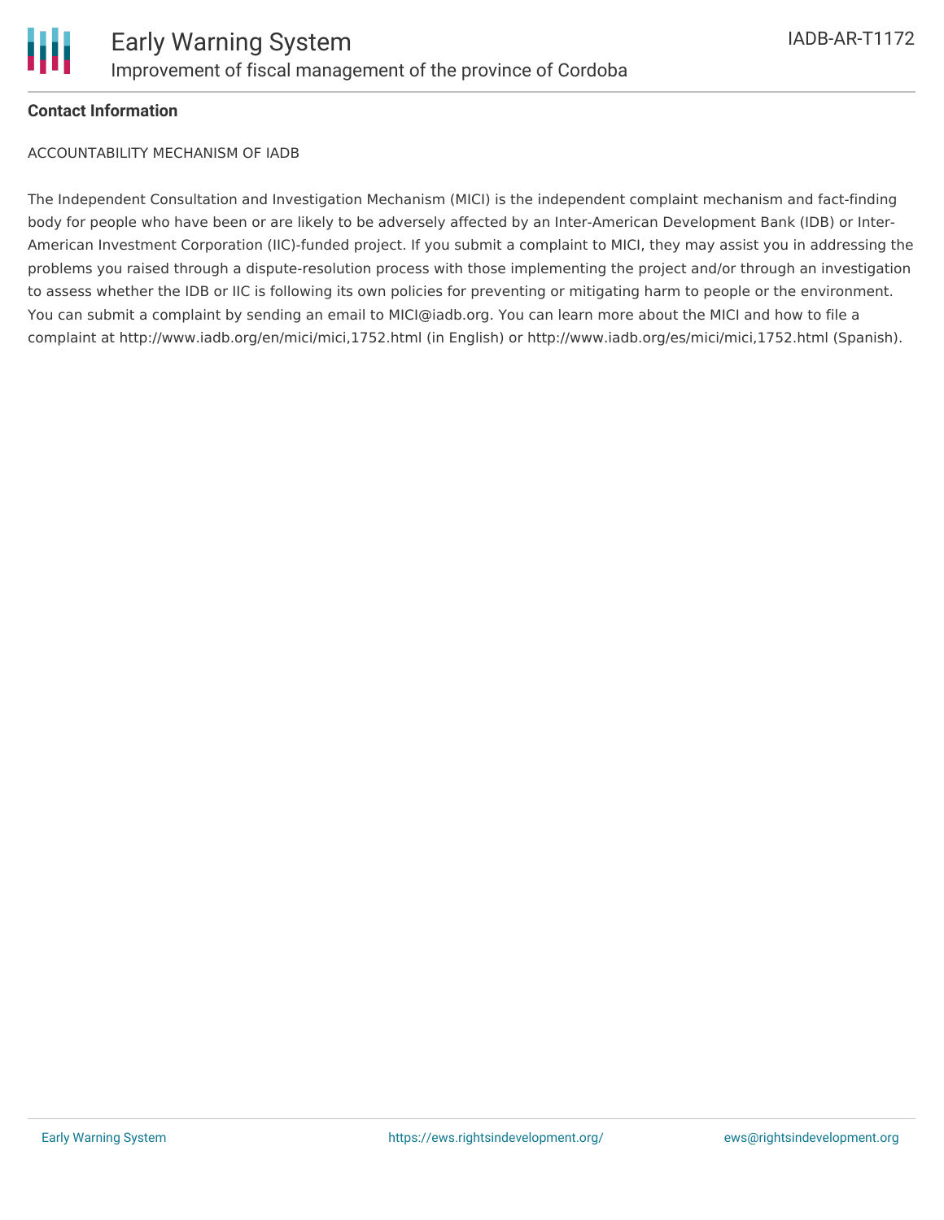**Contact Information**

ACCOUNTABILITY MECHANISM OF IADB

The Independent Consultation and Investigation Mechanism (MICI) is the independent complaint mechanism and fact-finding body for people who have been or are likely to be adversely affected by an Inter-American Development Bank (IDB) or Inter-American Investment Corporation (IIC)-funded project. If you submit a complaint to MICI, they may assist you in addressing the problems you raised through a dispute-resolution process with those implementing the project and/or through an investigation to assess whether the IDB or IIC is following its own policies for preventing or mitigating harm to people or the environment. You can submit a complaint by sending an email to MICI@iadb.org. You can learn more about the MICI and how to file a complaint at http://www.iadb.org/en/mici/mici,1752.html (in English) or http://www.iadb.org/es/mici/mici,1752.html (Spanish).